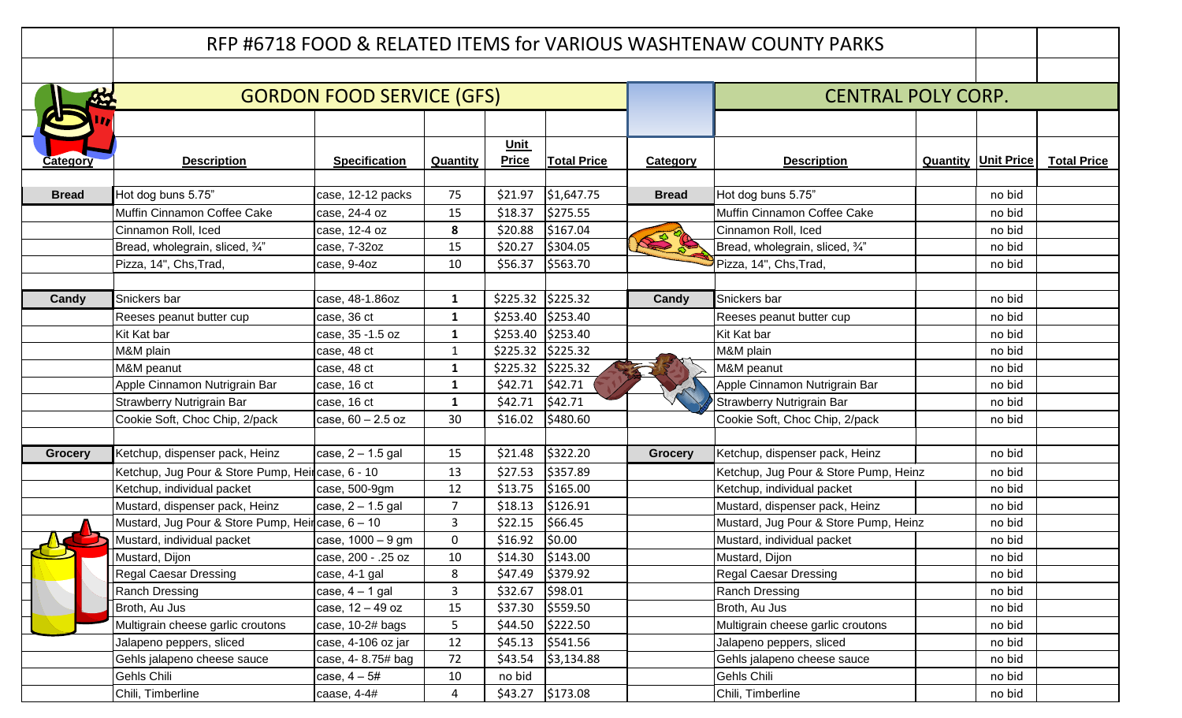# RFP #6718 FOOD & RELATED ITEMS for VARIOUS WASHTENAW COUNTY PARKS

| GORDON FOOD SERVICE (GFS) | | | | | | CENTRAL POLY CORP. | | | | |
|---|---|---|---|---|---|---|---|---|---|---|
| **Category** | **Description** | **Specification** | **Quantity** | **Unit Price** | **Total Price** | **Category** | **Description** | **Quantity** | **Unit Price** | **Total Price** |
| **Bread** | Hot dog buns 5.75" | case, 12-12 packs | 75 | $21.97 | $1,647.75 | **Bread** | Hot dog buns 5.75" | | no bid | |
| | Muffin Cinnamon Coffee Cake | case, 24-4 oz | 15 | $18.37 | $275.55 | | Muffin Cinnamon Coffee Cake | | no bid | |
| | Cinnamon Roll, Iced | case, 12-4 oz | 8 | $20.88 | $167.04 | | Cinnamon Roll, Iced | | no bid | |
| | Bread, wholegrain, sliced, ¾" | case, 7-32oz | 15 | $20.27 | $304.05 | | Bread, wholegrain, sliced, ¾" | | no bid | |
| | Pizza, 14", Chs,Trad, | case, 9-4oz | 10 | $56.37 | $563.70 | | Pizza, 14", Chs,Trad, | | no bid | |
| **Candy** | Snickers bar | case, 48-1.86oz | 1 | $225.32 | $225.32 | **Candy** | Snickers bar | | no bid | |
| | Reeses peanut butter cup | case, 36 ct | 1 | $253.40 | $253.40 | | Reeses peanut butter cup | | no bid | |
| | Kit Kat bar | case, 35 -1.5 oz | 1 | $253.40 | $253.40 | | Kit Kat bar | | no bid | |
| | M&M plain | case, 48 ct | 1 | $225.32 | $225.32 | | M&M plain | | no bid | |
| | M&M peanut | case, 48 ct | 1 | $225.32 | $225.32 | | M&M peanut | | no bid | |
| | Apple Cinnamon Nutrigrain Bar | case, 16 ct | 1 | $42.71 | $42.71 | | Apple Cinnamon Nutrigrain Bar | | no bid | |
| | Strawberry Nutrigrain Bar | case, 16 ct | 1 | $42.71 | $42.71 | | Strawberry Nutrigrain Bar | | no bid | |
| | Cookie Soft, Choc Chip, 2/pack | case, 60 – 2.5 oz | 30 | $16.02 | $480.60 | | Cookie Soft, Choc Chip, 2/pack | | no bid | |
| **Grocery** | Ketchup, dispenser pack, Heinz | case, 2 – 1.5 gal | 15 | $21.48 | $322.20 | **Grocery** | Ketchup, dispenser pack, Heinz | | no bid | |
| | Ketchup, Jug Pour & Store Pump, Hei | case, 6 - 10 | 13 | $27.53 | $357.89 | | Ketchup, Jug Pour & Store Pump, Heinz | | no bid | |
| | Ketchup, individual packet | case, 500-9gm | 12 | $13.75 | $165.00 | | Ketchup, individual packet | | no bid | |
| | Mustard, dispenser pack, Heinz | case, 2 – 1.5 gal | 7 | $18.13 | $126.91 | | Mustard, dispenser pack, Heinz | | no bid | |
| | Mustard, Jug Pour & Store Pump, Hei | case, 6 – 10 | 3 | $22.15 | $66.45 | | Mustard, Jug Pour & Store Pump, Heinz | | no bid | |
| | Mustard, individual packet | case, 1000 – 9 gm | 0 | $16.92 | $0.00 | | Mustard, individual packet | | no bid | |
| | Mustard, Dijon | case, 200 - .25 oz | 10 | $14.30 | $143.00 | | Mustard, Dijon | | no bid | |
| | Regal Caesar Dressing | case, 4-1 gal | 8 | $47.49 | $379.92 | | Regal Caesar Dressing | | no bid | |
| | Ranch Dressing | case, 4 – 1 gal | 3 | $32.67 | $98.01 | | Ranch Dressing | | no bid | |
| | Broth, Au Jus | case, 12 – 49 oz | 15 | $37.30 | $559.50 | | Broth, Au Jus | | no bid | |
| | Multigrain cheese garlic croutons | case, 10-2# bags | 5 | $44.50 | $222.50 | | Multigrain cheese garlic croutons | | no bid | |
| | Jalapeno peppers, sliced | case, 4-106 oz jar | 12 | $45.13 | $541.56 | | Jalapeno peppers, sliced | | no bid | |
| | Gehls jalapeno cheese sauce | case, 4- 8.75# bag | 72 | $43.54 | $3,134.88 | | Gehls jalapeno cheese sauce | | no bid | |
| | Gehls Chili | case, 4 – 5# | 10 | no bid | | | Gehls Chili | | no bid | |
| | Chili, Timberline | caase, 4-4# | 4 | $43.27 | $173.08 | | Chili, Timberline | | no bid | |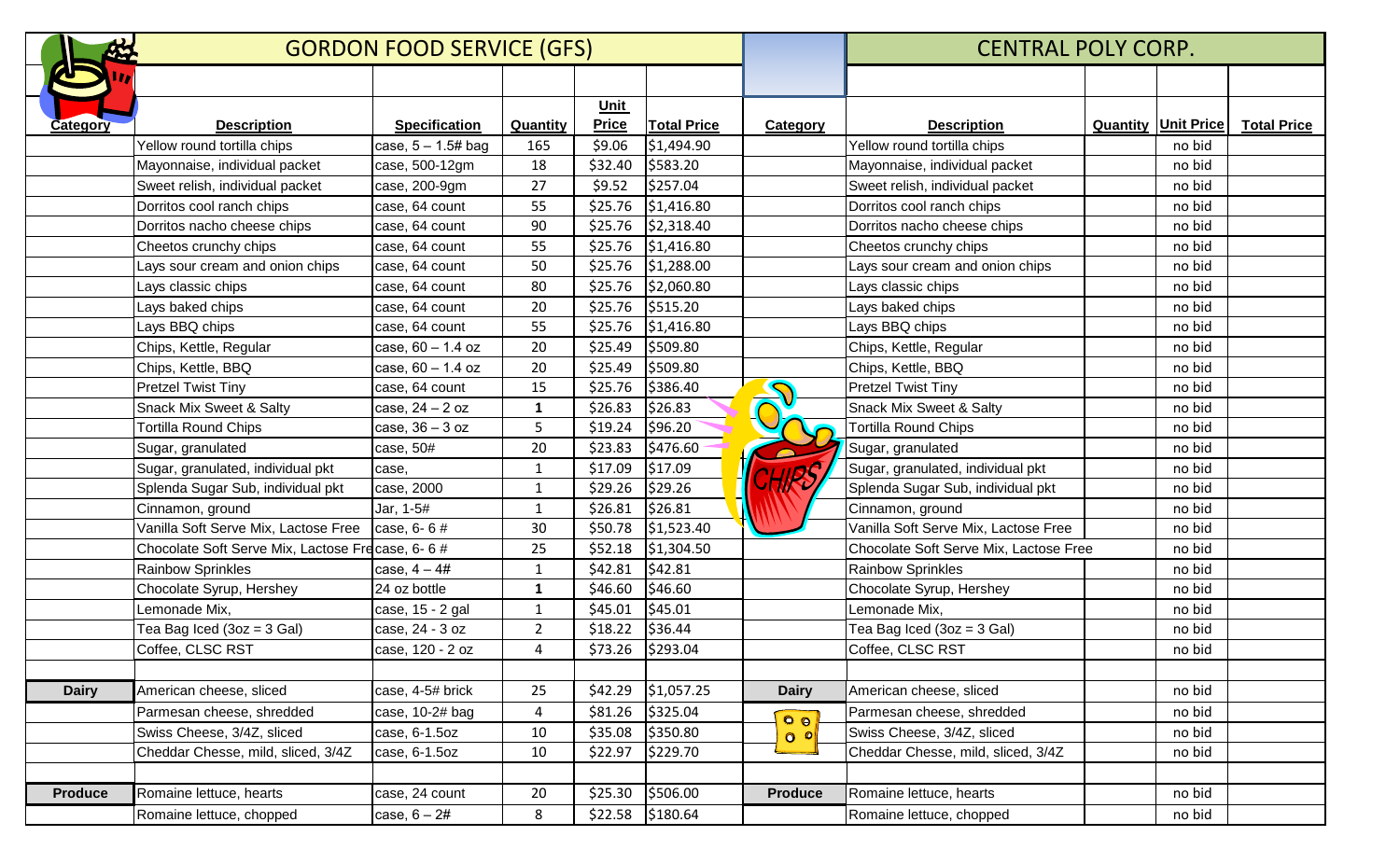| GORDON FOOD SERVICE (GFS) | | | | | | CENTRAL POLY CORP. | | | | |
|---|---|---|---|---|---|---|---|---|---|---|
| **Category** | **Description** | **Specification** | **Quantity** | **Unit Price** | **Total Price** | **Category** | **Description** | **Quantity** | **Unit Price** | **Total Price** |
| | Yellow round tortilla chips | case, 5 – 1.5# bag | 165 | $9.06 | $1,494.90 | | Yellow round tortilla chips | | no bid | |
| | Mayonnaise, individual packet | case, 500-12gm | 18 | $32.40 | $583.20 | | Mayonnaise, individual packet | | no bid | |
| | Sweet relish, individual packet | case, 200-9gm | 27 | $9.52 | $257.04 | | Sweet relish, individual packet | | no bid | |
| | Dorritos cool ranch chips | case, 64 count | 55 | $25.76 | $1,416.80 | | Dorritos cool ranch chips | | no bid | |
| | Dorritos nacho cheese chips | case, 64 count | 90 | $25.76 | $2,318.40 | | Dorritos nacho cheese chips | | no bid | |
| | Cheetos crunchy chips | case, 64 count | 55 | $25.76 | $1,416.80 | | Cheetos crunchy chips | | no bid | |
| | Lays sour cream and onion chips | case, 64 count | 50 | $25.76 | $1,288.00 | | Lays sour cream and onion chips | | no bid | |
| | Lays classic chips | case, 64 count | 80 | $25.76 | $2,060.80 | | Lays classic chips | | no bid | |
| | Lays baked chips | case, 64 count | 20 | $25.76 | $515.20 | | Lays baked chips | | no bid | |
| | Lays BBQ chips | case, 64 count | 55 | $25.76 | $1,416.80 | | Lays BBQ chips | | no bid | |
| | Chips, Kettle, Regular | case, 60 – 1.4 oz | 20 | $25.49 | $509.80 | | Chips, Kettle, Regular | | no bid | |
| | Chips, Kettle, BBQ | case, 60 – 1.4 oz | 20 | $25.49 | $509.80 | | Chips, Kettle, BBQ | | no bid | |
| | Pretzel Twist Tiny | case, 64 count | 15 | $25.76 | $386.40 | | Pretzel Twist Tiny | | no bid | |
| | Snack Mix Sweet & Salty | case, 24 – 2 oz | **1** | $26.83 | $26.83 | | Snack Mix Sweet & Salty | | no bid | |
| | Tortilla Round Chips | case, 36 – 3 oz | 5 | $19.24 | $96.20 | | Tortilla Round Chips | | no bid | |
| | Sugar, granulated | case, 50# | 20 | $23.83 | $476.60 | | Sugar, granulated | | no bid | |
| | Sugar, granulated, individual pkt | case, | 1 | $17.09 | $17.09 | | Sugar, granulated, individual pkt | | no bid | |
| | Splenda Sugar Sub, individual pkt | case, 2000 | 1 | $29.26 | $29.26 | | Splenda Sugar Sub, individual pkt | | no bid | |
| | Cinnamon, ground | Jar, 1-5# | 1 | $26.81 | $26.81 | | Cinnamon, ground | | no bid | |
| | Vanilla Soft Serve Mix, Lactose Free | case, 6- 6 # | 30 | $50.78 | $1,523.40 | | Vanilla Soft Serve Mix, Lactose Free | | no bid | |
| | Chocolate Soft Serve Mix, Lactose Free | case, 6- 6 # | 25 | $52.18 | $1,304.50 | | Chocolate Soft Serve Mix, Lactose Free | | no bid | |
| | Rainbow Sprinkles | case, 4 – 4# | 1 | $42.81 | $42.81 | | Rainbow Sprinkles | | no bid | |
| | Chocolate Syrup, Hershey | 24 oz bottle | **1** | $46.60 | $46.60 | | Chocolate Syrup, Hershey | | no bid | |
| | Lemonade Mix, | case, 15 - 2 gal | 1 | $45.01 | $45.01 | | Lemonade Mix, | | no bid | |
| | Tea Bag Iced (3oz = 3 Gal) | case, 24 - 3 oz | 2 | $18.22 | $36.44 | | Tea Bag Iced (3oz = 3 Gal) | | no bid | |
| | Coffee, CLSC RST | case, 120 - 2 oz | 4 | $73.26 | $293.04 | | Coffee, CLSC RST | | no bid | |
| | | | | | | | | | | |
| **Dairy** | American cheese, sliced | case, 4-5# brick | 25 | $42.29 | $1,057.25 | **Dairy** | American cheese, sliced | | no bid | |
| | Parmesan cheese, shredded | case, 10-2# bag | 4 | $81.26 | $325.04 | | Parmesan cheese, shredded | | no bid | |
| | Swiss Cheese, 3/4Z, sliced | case, 6-1.5oz | 10 | $35.08 | $350.80 | | Swiss Cheese, 3/4Z, sliced | | no bid | |
| | Cheddar Chesse, mild, sliced, 3/4Z | case, 6-1.5oz | 10 | $22.97 | $229.70 | | Cheddar Chesse, mild, sliced, 3/4Z | | no bid | |
| | | | | | | | | | | |
| **Produce** | Romaine lettuce, hearts | case, 24 count | 20 | $25.30 | $506.00 | **Produce** | Romaine lettuce, hearts | | no bid | |
| | Romaine lettuce, chopped | case, 6 – 2# | 8 | $22.58 | $180.64 | | Romaine lettuce, chopped | | no bid | |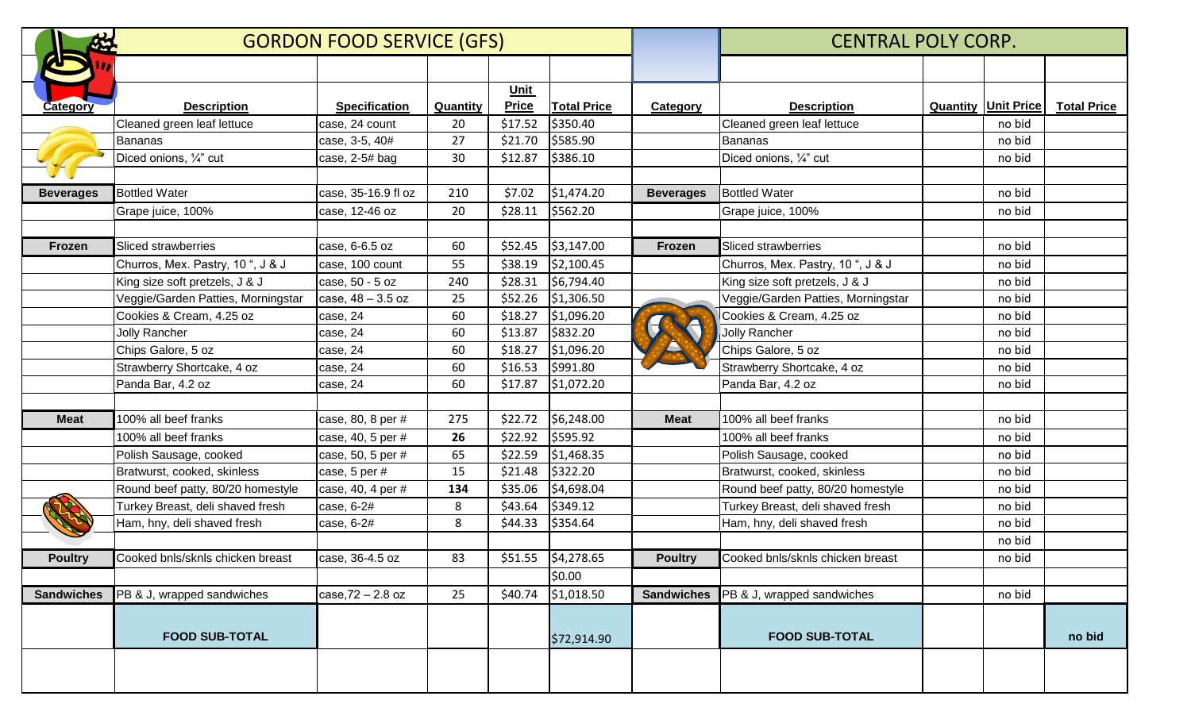| | GORDON FOOD SERVICE (GFS) | | | | | | CENTRAL POLY CORP. | | | |
|---|---|---|---|---|---|---|---|---|---|---|
| **Category** | **Description** | **Specification** | **Quantity** | **Unit Price** | **Total Price** | **Category** | **Description** | **Quantity** | **Unit Price** | **Total Price** |
| | Cleaned green leaf lettuce | case, 24 count | 20 | $17.52 | $350.40 | | Cleaned green leaf lettuce | | no bid | |
| | Bananas | case, 3-5, 40# | 27 | $21.70 | $585.90 | | Bananas | | no bid | |
| | Diced onions, ¼" cut | case, 2-5# bag | 30 | $12.87 | $386.10 | | Diced onions, ¼" cut | | no bid | |
| | | | | | | | | | | |
| **Beverages** | Bottled Water | case, 35-16.9 fl oz | 210 | $7.02 | $1,474.20 | **Beverages** | Bottled Water | | no bid | |
| | Grape juice, 100% | case, 12-46 oz | 20 | $28.11 | $562.20 | | Grape juice, 100% | | no bid | |
| | | | | | | | | | | |
| **Frozen** | Sliced strawberries | case, 6-6.5 oz | 60 | $52.45 | $3,147.00 | **Frozen** | Sliced strawberries | | no bid | |
| | Churros, Mex. Pastry, 10 ", J & J | case, 100 count | 55 | $38.19 | $2,100.45 | | Churros, Mex. Pastry, 10 ", J & J | | no bid | |
| | King size soft pretzels, J & J | case, 50 - 5 oz | 240 | $28.31 | $6,794.40 | | King size soft pretzels, J & J | | no bid | |
| | Veggie/Garden Patties, Morningstar | case, 48 – 3.5 oz | 25 | $52.26 | $1,306.50 | | Veggie/Garden Patties, Morningstar | | no bid | |
| | Cookies & Cream, 4.25 oz | case, 24 | 60 | $18.27 | $1,096.20 | | Cookies & Cream, 4.25 oz | | no bid | |
| | Jolly Rancher | case, 24 | 60 | $13.87 | $832.20 | | Jolly Rancher | | no bid | |
| | Chips Galore, 5 oz | case, 24 | 60 | $18.27 | $1,096.20 | | Chips Galore, 5 oz | | no bid | |
| | Strawberry Shortcake, 4 oz | case, 24 | 60 | $16.53 | $991.80 | | Strawberry Shortcake, 4 oz | | no bid | |
| | Panda Bar, 4.2 oz | case, 24 | 60 | $17.87 | $1,072.20 | | Panda Bar, 4.2 oz | | no bid | |
| | | | | | | | | | | |
| **Meat** | 100% all beef franks | case, 80, 8 per # | 275 | $22.72 | $6,248.00 | **Meat** | 100% all beef franks | | no bid | |
| | 100% all beef franks | case, 40, 5 per # | **26** | $22.92 | $595.92 | | 100% all beef franks | | no bid | |
| | Polish Sausage, cooked | case, 50, 5 per # | 65 | $22.59 | $1,468.35 | | Polish Sausage, cooked | | no bid | |
| | Bratwurst, cooked, skinless | case, 5 per # | 15 | $21.48 | $322.20 | | Bratwurst, cooked, skinless | | no bid | |
| | Round beef patty, 80/20 homestyle | case, 40, 4 per # | **134** | $35.06 | $4,698.04 | | Round beef patty, 80/20 homestyle | | no bid | |
| | Turkey Breast, deli shaved fresh | case, 6-2# | 8 | $43.64 | $349.12 | | Turkey Breast, deli shaved fresh | | no bid | |
| | Ham, hny, deli shaved fresh | case, 6-2# | 8 | $44.33 | $354.64 | | Ham, hny, deli shaved fresh | | no bid | |
| | | | | | | | | | no bid | |
| **Poultry** | Cooked bnls/sknls chicken breast | case, 36-4.5 oz | 83 | $51.55 | $4,278.65 | **Poultry** | Cooked bnls/sknls chicken breast | | no bid | |
| | | | | | $0.00 | | | | | |
| **Sandwiches** | PB & J, wrapped sandwiches | case,72 – 2.8 oz | 25 | $40.74 | $1,018.50 | **Sandwiches** | PB & J, wrapped sandwiches | | no bid | |
| | **FOOD SUB-TOTAL** | | | | $72,914.90 | | **FOOD SUB-TOTAL** | | | **no bid** |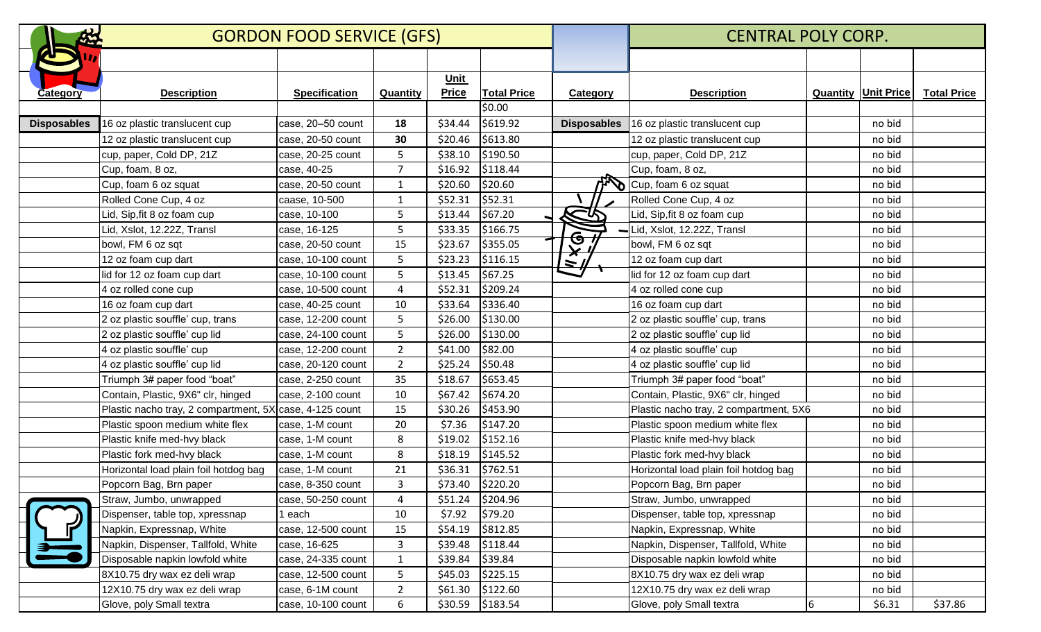| GORDON FOOD SERVICE (GFS) | | | | | | | CENTRAL POLY CORP. | | | |
|---|---|---|---|---|---|---|---|---|---|---|
| **Category** | **Description** | **Specification** | **Quantity** | **Unit Price** | **Total Price** | **Category** | **Description** | **Quantity** | **Unit Price** | **Total Price** |
| | | | | | $0.00 | | | | | |
| **Disposables** | 16 oz plastic translucent cup | case, 20–50 count | **18** | $34.44 | $619.92 | **Disposables** | 16 oz plastic translucent cup | | no bid | |
| | 12 oz plastic translucent cup | case, 20-50 count | **30** | $20.46 | $613.80 | | 12 oz plastic translucent cup | | no bid | |
| | cup, paper, Cold DP, 21Z | case, 20-25 count | 5 | $38.10 | $190.50 | | cup, paper, Cold DP, 21Z | | no bid | |
| | Cup, foam, 8 oz, | case, 40-25 | 7 | $16.92 | $118.44 | | Cup, foam, 8 oz, | | no bid | |
| | Cup, foam 6 oz squat | case, 20-50 count | 1 | $20.60 | $20.60 | | Cup, foam 6 oz squat | | no bid | |
| | Rolled Cone Cup, 4 oz | caase, 10-500 | 1 | $52.31 | $52.31 | | Rolled Cone Cup, 4 oz | | no bid | |
| | Lid, Sip,fit 8 oz foam cup | case, 10-100 | 5 | $13.44 | $67.20 | | Lid, Sip,fit 8 oz foam cup | | no bid | |
| | Lid, Xslot, 12.22Z, Transl | case, 16-125 | 5 | $33.35 | $166.75 | | Lid, Xslot, 12.22Z, Transl | | no bid | |
| | bowl, FM 6 oz sqt | case, 20-50 count | 15 | $23.67 | $355.05 | | bowl, FM 6 oz sqt | | no bid | |
| | 12 oz foam cup dart | case, 10-100 count | 5 | $23.23 | $116.15 | | 12 oz foam cup dart | | no bid | |
| | lid for 12 oz foam cup dart | case, 10-100 count | 5 | $13.45 | $67.25 | | lid for 12 oz foam cup dart | | no bid | |
| | 4 oz rolled cone cup | case, 10-500 count | 4 | $52.31 | $209.24 | | 4 oz rolled cone cup | | no bid | |
| | 16 oz foam cup dart | case, 40-25 count | 10 | $33.64 | $336.40 | | 16 oz foam cup dart | | no bid | |
| | 2 oz plastic souffle' cup, trans | case, 12-200 count | 5 | $26.00 | $130.00 | | 2 oz plastic souffle' cup, trans | | no bid | |
| | 2 oz plastic souffle' cup lid | case, 24-100 count | 5 | $26.00 | $130.00 | | 2 oz plastic souffle' cup lid | | no bid | |
| | 4 oz plastic souffle' cup | case, 12-200 count | 2 | $41.00 | $82.00 | | 4 oz plastic souffle' cup | | no bid | |
| | 4 oz plastic souffle' cup lid | case, 20-120 count | 2 | $25.24 | $50.48 | | 4 oz plastic souffle' cup lid | | no bid | |
| | Triumph 3# paper food "boat" | case, 2-250 count | 35 | $18.67 | $653.45 | | Triumph 3# paper food "boat" | | no bid | |
| | Contain, Plastic, 9X6" clr, hinged | case, 2-100 count | 10 | $67.42 | $674.20 | | Contain, Plastic, 9X6" clr, hinged | | no bid | |
| | Plastic nacho tray, 2 compartment, 5X | case, 4-125 count | 15 | $30.26 | $453.90 | | Plastic nacho tray, 2 compartment, 5X6 | | no bid | |
| | Plastic spoon medium white flex | case, 1-M count | 20 | $7.36 | $147.20 | | Plastic spoon medium white flex | | no bid | |
| | Plastic knife med-hvy black | case, 1-M count | 8 | $19.02 | $152.16 | | Plastic knife med-hvy black | | no bid | |
| | Plastic fork med-hvy black | case, 1-M count | 8 | $18.19 | $145.52 | | Plastic fork med-hvy black | | no bid | |
| | Horizontal load plain foil hotdog bag | case, 1-M count | 21 | $36.31 | $762.51 | | Horizontal load plain foil hotdog bag | | no bid | |
| | Popcorn Bag, Brn paper | case, 8-350 count | 3 | $73.40 | $220.20 | | Popcorn Bag, Brn paper | | no bid | |
| | Straw, Jumbo, unwrapped | case, 50-250 count | 4 | $51.24 | $204.96 | | Straw, Jumbo, unwrapped | | no bid | |
| | Dispenser, table top, xpressnap | 1 each | 10 | $7.92 | $79.20 | | Dispenser, table top, xpressnap | | no bid | |
| | Napkin, Expressnap, White | case, 12-500 count | 15 | $54.19 | $812.85 | | Napkin, Expressnap, White | | no bid | |
| | Napkin, Dispenser, Tallfold, White | case, 16-625 | 3 | $39.48 | $118.44 | | Napkin, Dispenser, Tallfold, White | | no bid | |
| | Disposable napkin lowfold white | case, 24-335 count | 1 | $39.84 | $39.84 | | Disposable napkin lowfold white | | no bid | |
| | 8X10.75 dry wax ez deli wrap | case, 12-500 count | 5 | $45.03 | $225.15 | | 8X10.75 dry wax ez deli wrap | | no bid | |
| | 12X10.75 dry wax ez deli wrap | case, 6-1M count | 2 | $61.30 | $122.60 | | 12X10.75 dry wax ez deli wrap | | no bid | |
| | Glove, poly Small textra | case, 10-100 count | 6 | $30.59 | $183.54 | | Glove, poly Small textra | 6 | $6.31 | $37.86 |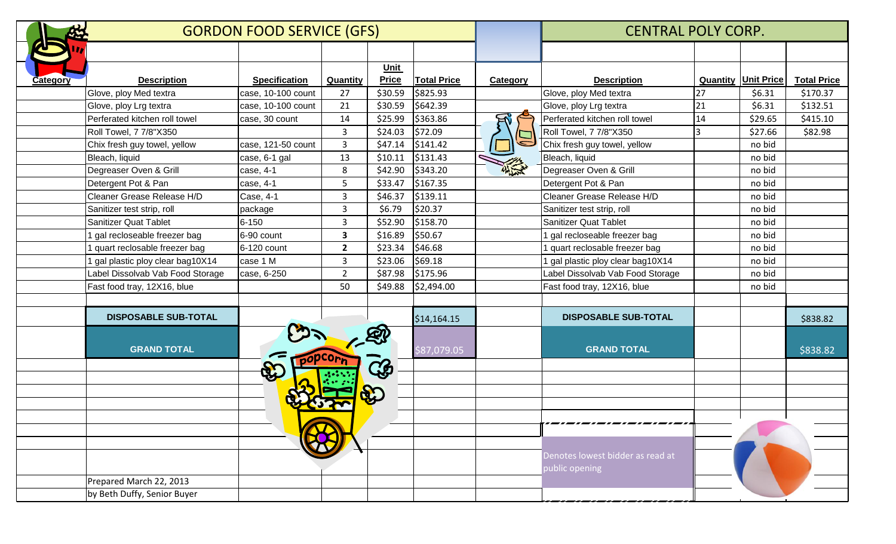| GORDON FOOD SERVICE (GFS) | | | | | | CENTRAL POLY CORP. | | | |
|---|---|---|---|---|---|---|---|---|---|
| **Category** | **Description** | **Specification** | **Quantity** | **Unit Price** | **Total Price** | **Category** | **Description** | **Quantity** | **Unit Price** | **Total Price** |
| | Glove, ploy Med textra | case, 10-100 count | 27 | $30.59 | $825.93 | | Glove, ploy Med textra | 27 | $6.31 | $170.37 |
| | Glove, ploy Lrg textra | case, 10-100 count | 21 | $30.59 | $642.39 | | Glove, ploy Lrg textra | 21 | $6.31 | $132.51 |
| | Perferated kitchen roll towel | case, 30 count | 14 | $25.99 | $363.86 | | Perferated kitchen roll towel | 14 | $29.65 | $415.10 |
| | Roll Towel, 7 7/8"X350 | | 3 | $24.03 | $72.09 | | Roll Towel, 7 7/8"X350 | 3 | $27.66 | $82.98 |
| | Chix fresh guy towel, yellow | case, 121-50 count | 3 | $47.14 | $141.42 | | Chix fresh guy towel, yellow | | no bid | |
| | Bleach, liquid | case, 6-1 gal | 13 | $10.11 | $131.43 | | Bleach, liquid | | no bid | |
| | Degreaser Oven & Grill | case, 4-1 | 8 | $42.90 | $343.20 | | Degreaser Oven & Grill | | no bid | |
| | Detergent Pot & Pan | case, 4-1 | 5 | $33.47 | $167.35 | | Detergent Pot & Pan | | no bid | |
| | Cleaner Grease Release H/D | Case, 4-1 | 3 | $46.37 | $139.11 | | Cleaner Grease Release H/D | | no bid | |
| | Sanitizer test strip, roll | package | 3 | $6.79 | $20.37 | | Sanitizer test strip, roll | | no bid | |
| | Sanitizer Quat Tablet | 6-150 | 3 | $52.90 | $158.70 | | Sanitizer Quat Tablet | | no bid | |
| | 1 gal recloseable freezer bag | 6-90 count | **3** | $16.89 | $50.67 | | 1 gal recloseable freezer bag | | no bid | |
| | 1 quart reclosable freezer bag | 6-120 count | **2** | $23.34 | $46.68 | | 1 quart reclosable freezer bag | | no bid | |
| | 1 gal plastic ploy clear bag10X14 | case 1 M | 3 | $23.06 | $69.18 | | 1 gal plastic ploy clear bag10X14 | | no bid | |
| | Label Dissolvab Vab Food Storage | case, 6-250 | 2 | $87.98 | $175.96 | | Label Dissolvab Vab Food Storage | | no bid | |
| | Fast food tray, 12X16, blue | | 50 | $49.88 | $2,494.00 | | Fast food tray, 12X16, blue | | no bid | |
| | **DISPOSABLE SUB-TOTAL** | | | | $14,164.15 | | **DISPOSABLE SUB-TOTAL** | | | $838.82 |
| | **GRAND TOTAL** | | | | $87,079.05 | | **GRAND TOTAL** | | | $838.82 |

Denotes lowest bidder as read at public opening

Prepared March 22, 2013
by Beth Duffy, Senior Buyer